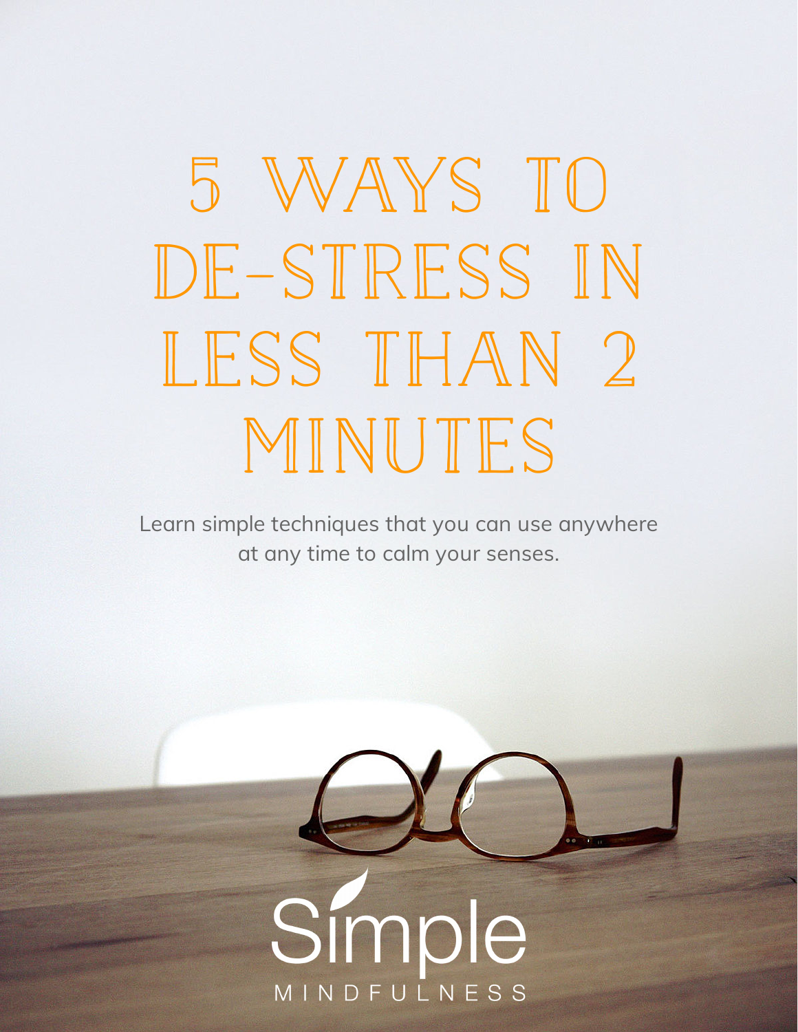# 5 WAYS TO DE-STRESS IN LESS THAN 2 MINUTES

Learn simple techniques that you can use anywhere at any time to calm your senses.

Simple
MINDFULNESS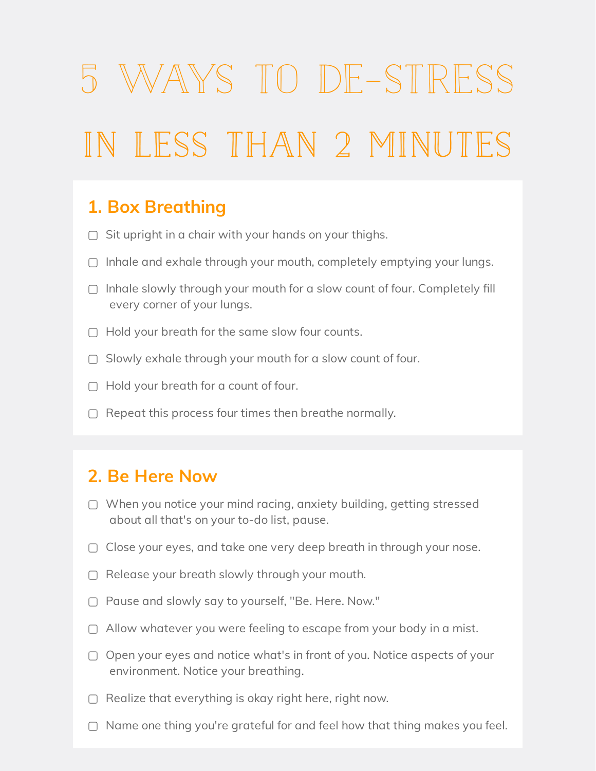# 5 WAYS TO DE-STRESS IN LESS THAN 2 MINUTES

## 1. Box Breathing

- ▢ Sit upright in a chair with your hands on your thighs.
- ▢ Inhale and exhale through your mouth, completely emptying your lungs.
- ▢ Inhale slowly through your mouth for a slow count of four. Completely fill every corner of your lungs.
- ▢ Hold your breath for the same slow four counts.
- ▢ Slowly exhale through your mouth for a slow count of four.
- ▢ Hold your breath for a count of four.
- ▢ Repeat this process four times then breathe normally.

## 2. Be Here Now

- ▢ When you notice your mind racing, anxiety building, getting stressed about all that's on your to-do list, pause.
- ▢ Close your eyes, and take one very deep breath in through your nose.
- ▢ Release your breath slowly through your mouth.
- ▢ Pause and slowly say to yourself, "Be. Here. Now."
- ▢ Allow whatever you were feeling to escape from your body in a mist.
- ▢ Open your eyes and notice what's in front of you. Notice aspects of your environment. Notice your breathing.
- ▢ Realize that everything is okay right here, right now.
- ▢ Name one thing you're grateful for and feel how that thing makes you feel.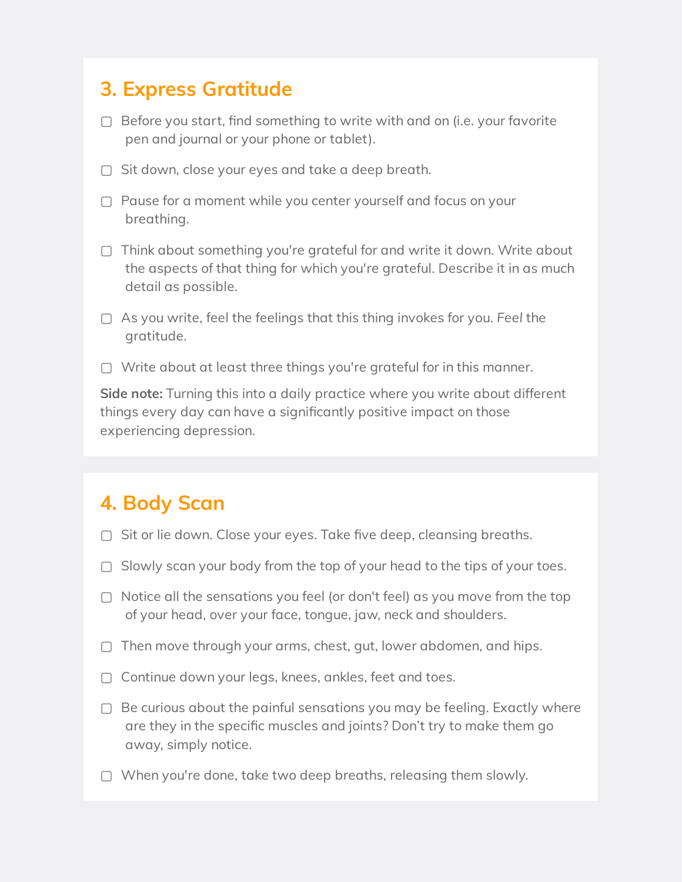## 3. Express Gratitude

- ▢ Before you start, find something to write with and on (i.e. your favorite pen and journal or your phone or tablet).
- ▢ Sit down, close your eyes and take a deep breath.
- ▢ Pause for a moment while you center yourself and focus on your breathing.
- ▢ Think about something you're grateful for and write it down. Write about the aspects of that thing for which you're grateful. Describe it in as much detail as possible.
- ▢ As you write, feel the feelings that this thing invokes for you. *Feel* the gratitude.
- ▢ Write about at least three things you're grateful for in this manner.

**Side note:** Turning this into a daily practice where you write about different things every day can have a significantly positive impact on those experiencing depression.

## 4. Body Scan

- ▢ Sit or lie down. Close your eyes. Take five deep, cleansing breaths.
- ▢ Slowly scan your body from the top of your head to the tips of your toes.
- ▢ Notice all the sensations you feel (or don't feel) as you move from the top of your head, over your face, tongue, jaw, neck and shoulders.
- ▢ Then move through your arms, chest, gut, lower abdomen, and hips.
- ▢ Continue down your legs, knees, ankles, feet and toes.
- ▢ Be curious about the painful sensations you may be feeling. Exactly where are they in the specific muscles and joints? Don't try to make them go away, simply notice.
- ▢ When you're done, take two deep breaths, releasing them slowly.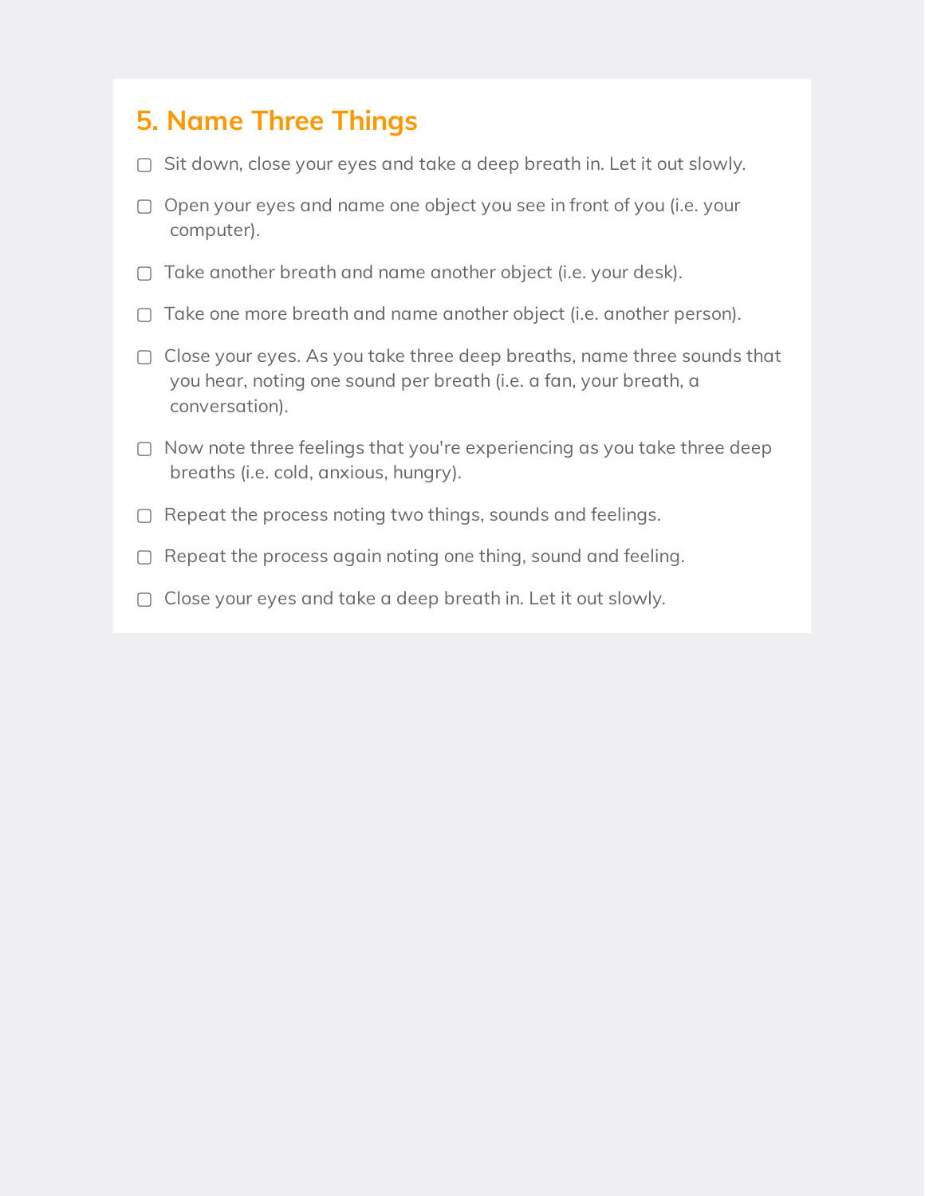## 5. Name Three Things

- ▢ Sit down, close your eyes and take a deep breath in. Let it out slowly.
- ▢ Open your eyes and name one object you see in front of you (i.e. your computer).
- ▢ Take another breath and name another object (i.e. your desk).
- ▢ Take one more breath and name another object (i.e. another person).
- ▢ Close your eyes. As you take three deep breaths, name three sounds that you hear, noting one sound per breath (i.e. a fan, your breath, a conversation).
- ▢ Now note three feelings that you're experiencing as you take three deep breaths (i.e. cold, anxious, hungry).
- ▢ Repeat the process noting two things, sounds and feelings.
- ▢ Repeat the process again noting one thing, sound and feeling.
- ▢ Close your eyes and take a deep breath in. Let it out slowly.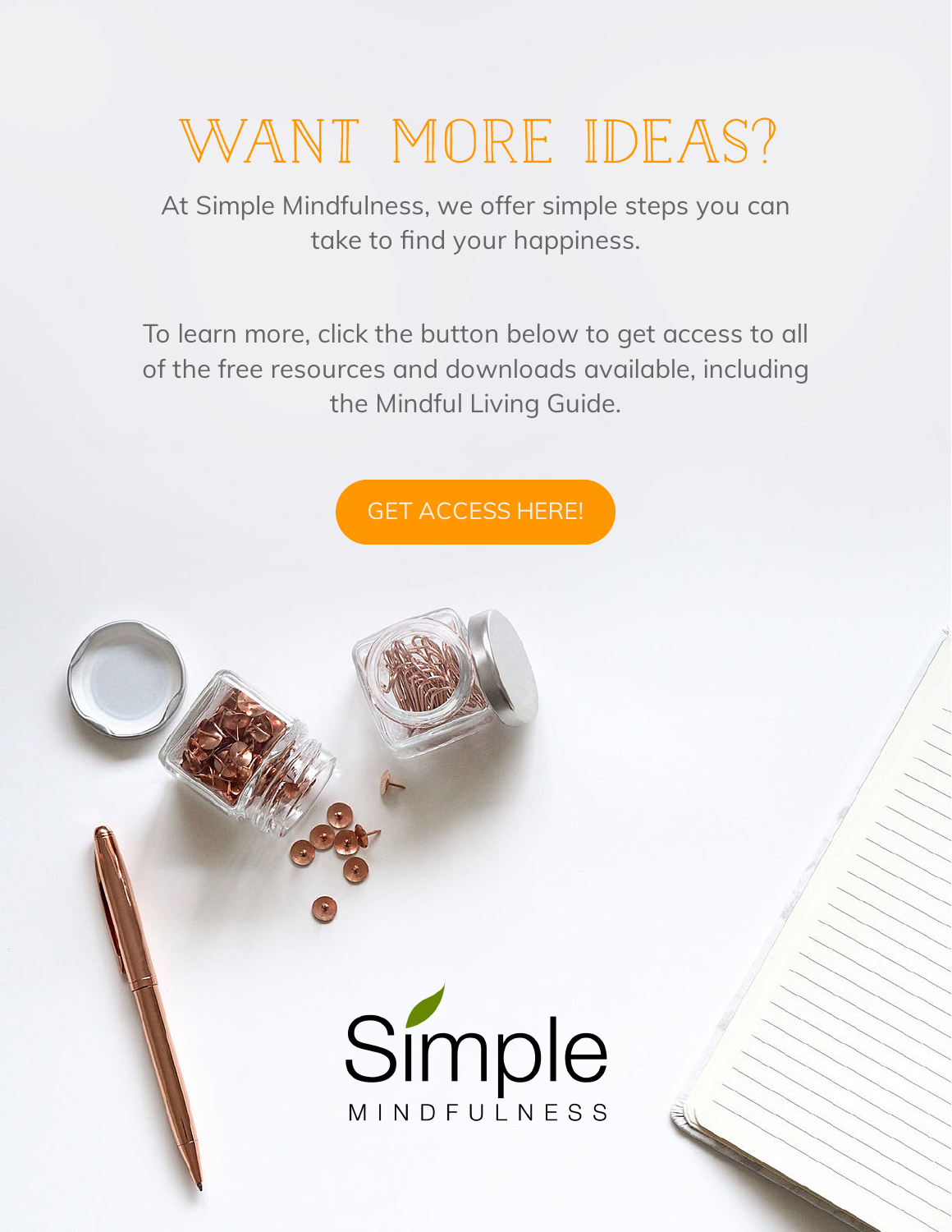# WANT MORE IDEAS?

At Simple Mindfulness, we offer simple steps you can take to find your happiness.

To learn more, click the button below to get access to all of the free resources and downloads available, including the Mindful Living Guide.

GET ACCESS HERE!

Simple MINDFULNESS